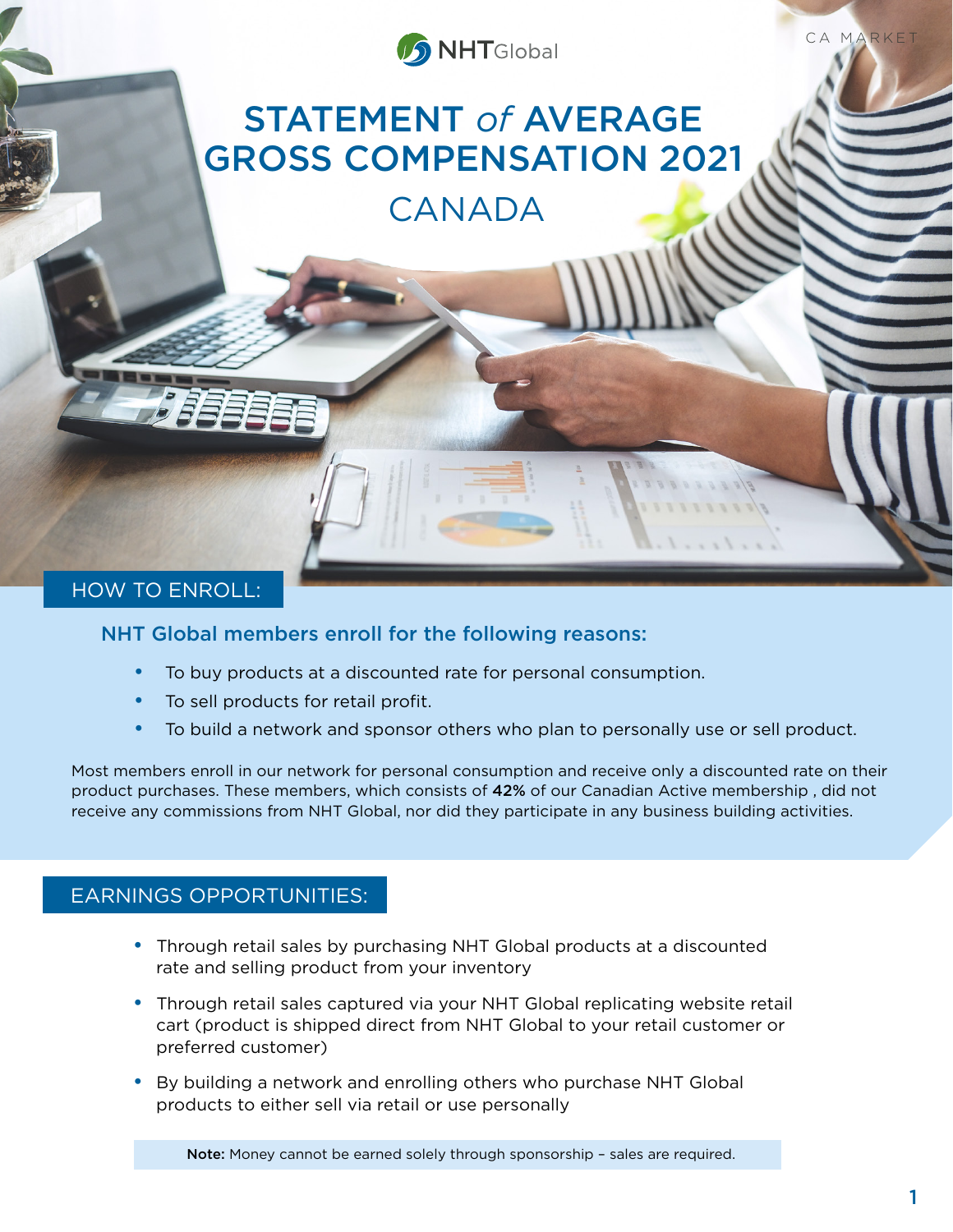NHTGlobal

CA MARKET

# STATEMENT *of* AVERAGE GROSS COMPENSATION 2021

## CANADA

## HOW TO ENROLL:

### NHT Global members enroll for the following reasons:

- To buy products at a discounted rate for personal consumption.
- To sell products for retail profit.
- To build a network and sponsor others who plan to personally use or sell product.

Most members enroll in our network for personal consumption and receive only a discounted rate on their product purchases. These members, which consists of **42%** of our Canadian Active membership , did not receive any commissions from NHT Global, nor did they participate in any business building activities.

## EARNINGS OPPORTUNITIES:

- Through retail sales by purchasing NHT Global products at a discounted rate and selling product from your inventory
- Through retail sales captured via your NHT Global replicating website retail cart (product is shipped direct from NHT Global to your retail customer or preferred customer)
- By building a network and enrolling others who purchase NHT Global products to either sell via retail or use personally

**Note:** Money cannot be earned solely through sponsorship – sales are required.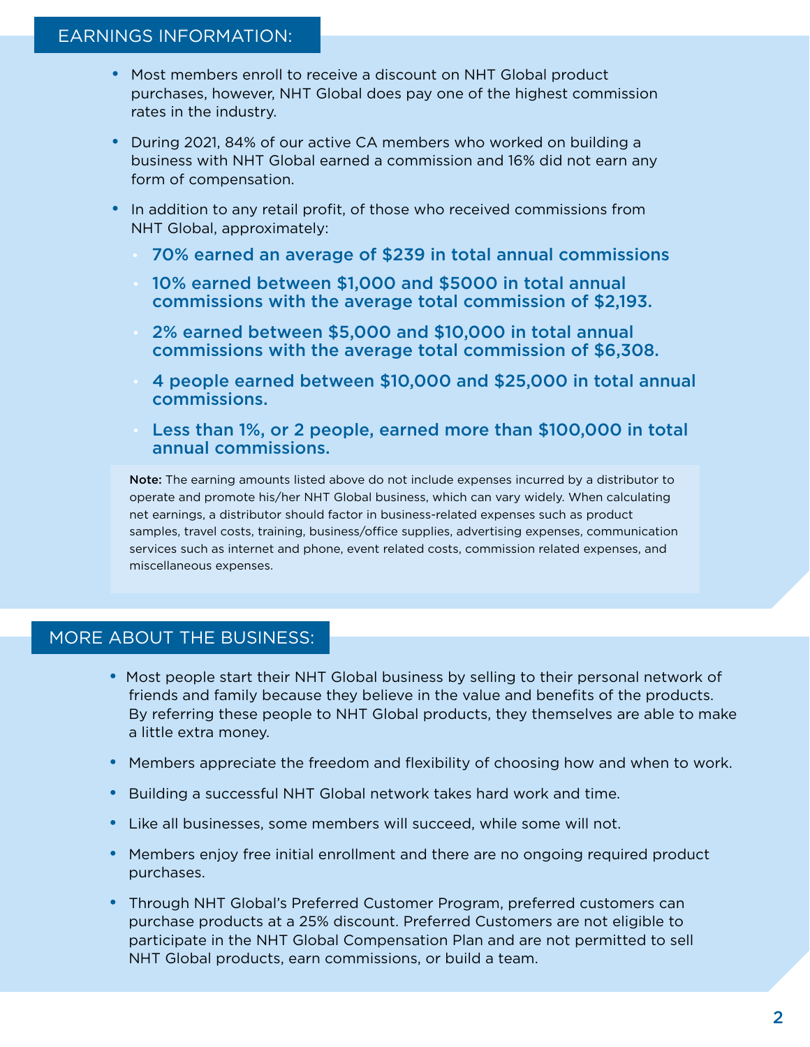## EARNINGS INFORMATION:

- Most members enroll to receive a discount on NHT Global product purchases, however, NHT Global does pay one of the highest commission rates in the industry.
- During 2021, 84% of our active CA members who worked on building a business with NHT Global earned a commission and 16% did not earn any form of compensation.
- In addition to any retail profit, of those who received commissions from NHT Global, approximately:
  - **70% earned an average of $239 in total annual commissions**
  - **10% earned between $1,000 and $5000 in total annual commissions with the average total commission of $2,193.**
  - **2% earned between $5,000 and $10,000 in total annual commissions with the average total commission of $6,308.**
  - **4 people earned between $10,000 and $25,000 in total annual commissions.**
  - **Less than 1%, or 2 people, earned more than $100,000 in total annual commissions.**

**Note:** The earning amounts listed above do not include expenses incurred by a distributor to operate and promote his/her NHT Global business, which can vary widely. When calculating net earnings, a distributor should factor in business-related expenses such as product samples, travel costs, training, business/office supplies, advertising expenses, communication services such as internet and phone, event related costs, commission related expenses, and miscellaneous expenses.

## MORE ABOUT THE BUSINESS:

- Most people start their NHT Global business by selling to their personal network of friends and family because they believe in the value and benefits of the products. By referring these people to NHT Global products, they themselves are able to make a little extra money.
- Members appreciate the freedom and flexibility of choosing how and when to work.
- Building a successful NHT Global network takes hard work and time.
- Like all businesses, some members will succeed, while some will not.
- Members enjoy free initial enrollment and there are no ongoing required product purchases.
- Through NHT Global's Preferred Customer Program, preferred customers can purchase products at a 25% discount. Preferred Customers are not eligible to participate in the NHT Global Compensation Plan and are not permitted to sell NHT Global products, earn commissions, or build a team.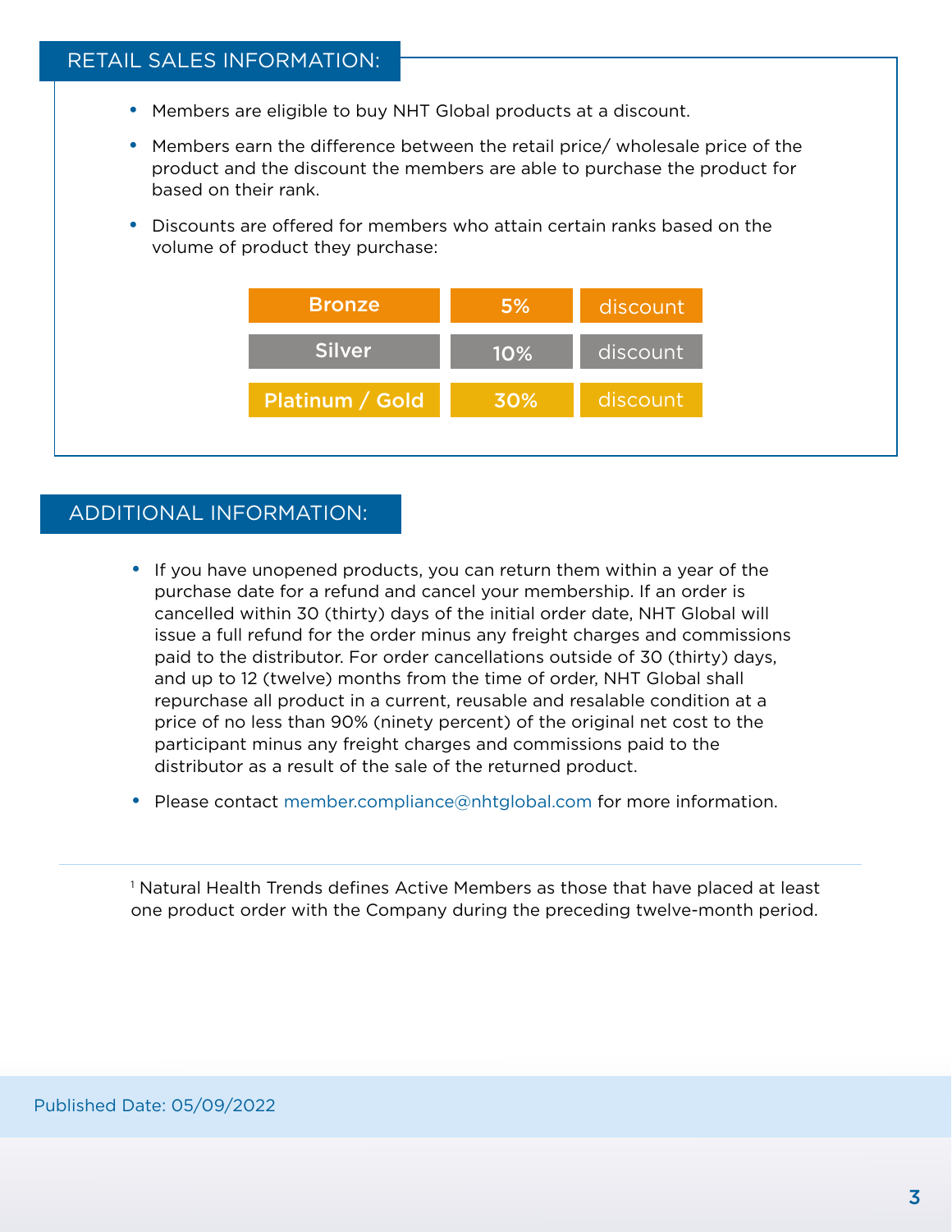## RETAIL SALES INFORMATION:

- Members are eligible to buy NHT Global products at a discount.
- Members earn the difference between the retail price/ wholesale price of the product and the discount the members are able to purchase the product for based on their rank.
- Discounts are offered for members who attain certain ranks based on the volume of product they purchase:

| | | |
|---|---|---|
| **Bronze** | **5%** | discount |
| **Silver** | **10%** | discount |
| **Platinum / Gold** | **30%** | discount |

## ADDITIONAL INFORMATION:

- If you have unopened products, you can return them within a year of the purchase date for a refund and cancel your membership. If an order is cancelled within 30 (thirty) days of the initial order date, NHT Global will issue a full refund for the order minus any freight charges and commissions paid to the distributor. For order cancellations outside of 30 (thirty) days, and up to 12 (twelve) months from the time of order, NHT Global shall repurchase all product in a current, reusable and resalable condition at a price of no less than 90% (ninety percent) of the original net cost to the participant minus any freight charges and commissions paid to the distributor as a result of the sale of the returned product.
- Please contact member.compliance@nhtglobal.com for more information.

---

[1] Natural Health Trends defines Active Members as those that have placed at least one product order with the Company during the preceding twelve-month period.

Published Date: 05/09/2022